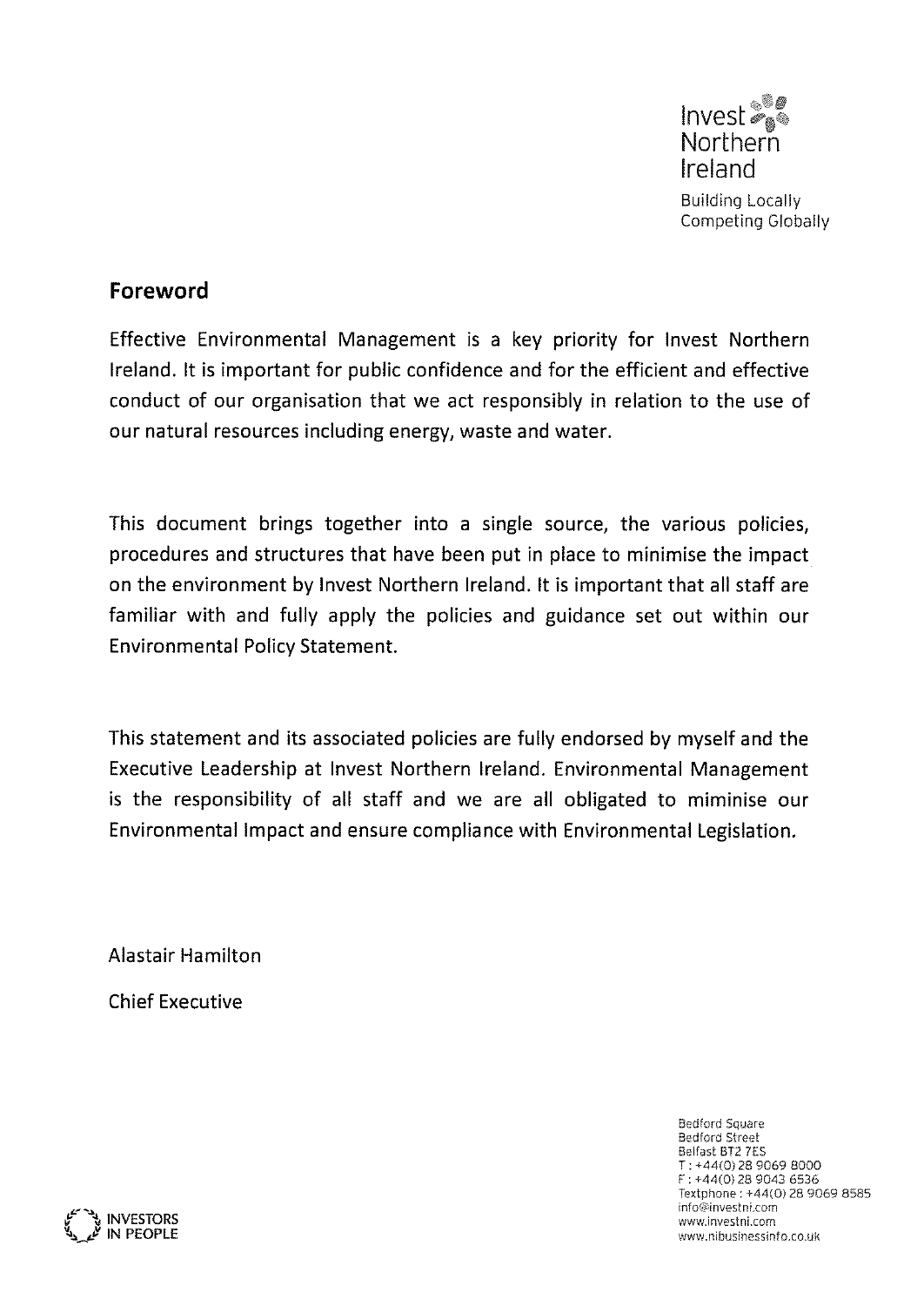Invest Northern Ireland

Building Locally Competing Globally

## Foreword

Effective Environmental Management is a key priority for Invest Northern Ireland. It is important for public confidence and for the efficient and effective conduct of our organisation that we act responsibly in relation to the use of our natural resources including energy, waste and water.

This document brings together into a single source, the various policies, procedures and structures that have been put in place to minimise the impact on the environment by Invest Northern Ireland. It is important that all staff are familiar with and fully apply the policies and guidance set out within our Environmental Policy Statement.

This statement and its associated policies are fully endorsed by myself and the Executive Leadership at Invest Northern Ireland. Environmental Management is the responsibility of all staff and we are all obligated to miminise our Environmental Impact and ensure compliance with Environmental Legislation.

Alastair Hamilton

Chief Executive

Bedford Square
Bedford Street
Belfast BT2 7ES
T : +44(0) 28 9069 8000
F : +44(0) 28 9043 6536
Textphone : +44(0) 28 9069 8585
info@investni.com
www.investni.com
www.nibusinessinfo.co.uk

INVESTORS IN PEOPLE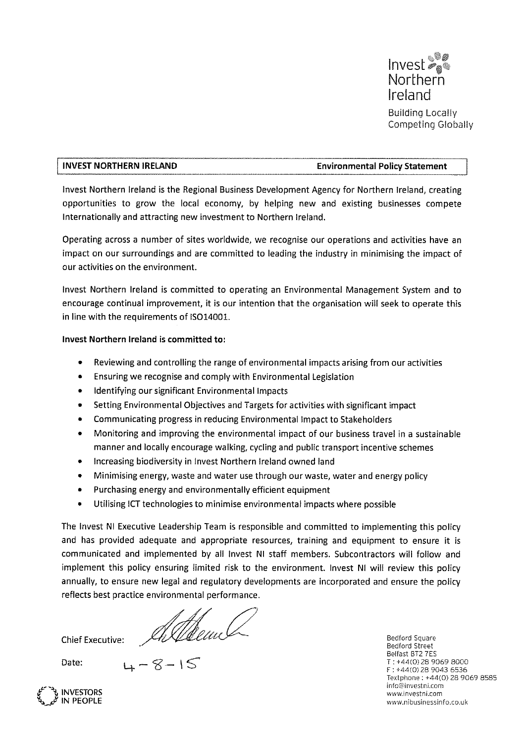Invest Northern Ireland

Building Locally Competing Globally

| INVEST NORTHERN IRELAND | Environmental Policy Statement |
|---|---|

Invest Northern Ireland is the Regional Business Development Agency for Northern Ireland, creating opportunities to grow the local economy, by helping new and existing businesses compete Internationally and attracting new investment to Northern Ireland.

Operating across a number of sites worldwide, we recognise our operations and activities have an impact on our surroundings and are committed to leading the industry in minimising the impact of our activities on the environment.

Invest Northern Ireland is committed to operating an Environmental Management System and to encourage continual improvement, it is our intention that the organisation will seek to operate this in line with the requirements of ISO14001.

**Invest Northern Ireland is committed to:**

- Reviewing and controlling the range of environmental impacts arising from our activities
- Ensuring we recognise and comply with Environmental Legislation
- Identifying our significant Environmental Impacts
- Setting Environmental Objectives and Targets for activities with significant impact
- Communicating progress in reducing Environmental Impact to Stakeholders
- Monitoring and improving the environmental impact of our business travel in a sustainable manner and locally encourage walking, cycling and public transport incentive schemes
- Increasing biodiversity in Invest Northern Ireland owned land
- Minimising energy, waste and water use through our waste, water and energy policy
- Purchasing energy and environmentally efficient equipment
- Utilising ICT technologies to minimise environmental impacts where possible

The Invest NI Executive Leadership Team is responsible and committed to implementing this policy and has provided adequate and appropriate resources, training and equipment to ensure it is communicated and implemented by all Invest NI staff members. Subcontractors will follow and implement this policy ensuring limited risk to the environment. Invest NI will review this policy annually, to ensure new legal and regulatory developments are incorporated and ensure the policy reflects best practice environmental performance.

Chief Executive:

Date: 4-8-15

Bedford Square
Bedford Street
Belfast BT2 7ES
T : +44(0) 28 9069 8000
F : +44(0) 28 9043 6536
Textphone : +44(0) 28 9069 8585
info@investni.com
www.investni.com
www.nibusinessinfo.co.uk

INVESTORS IN PEOPLE